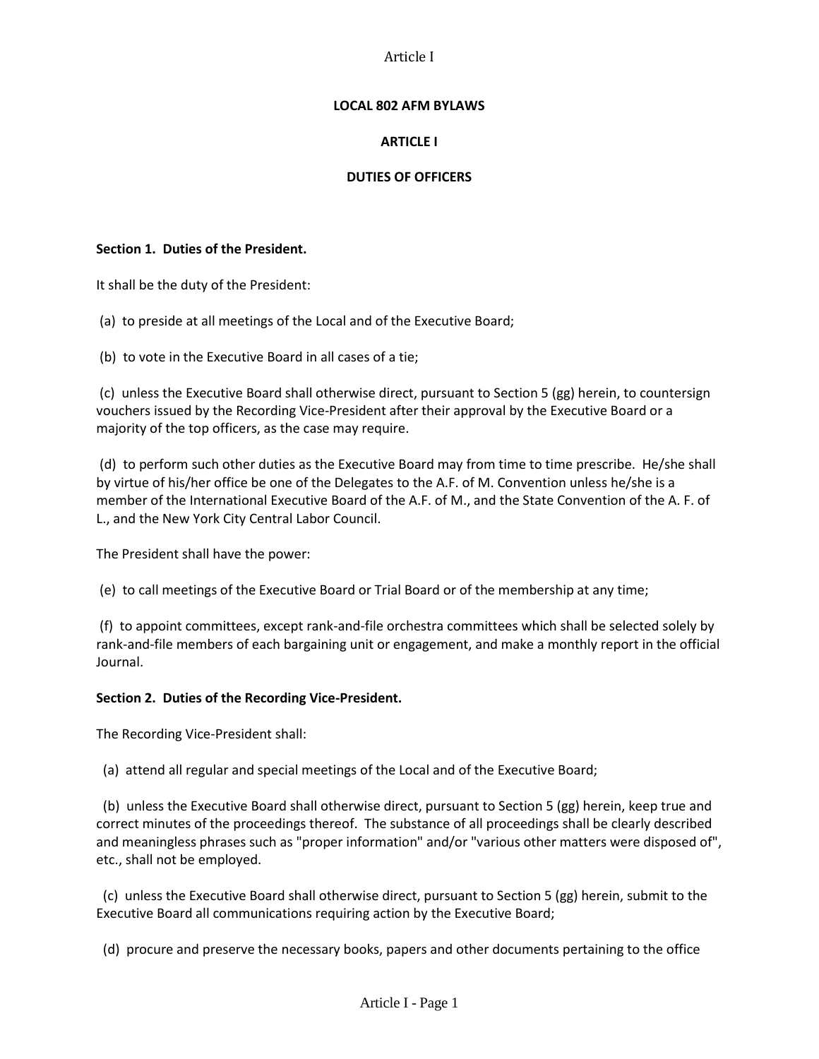# LOCAL 802 AFM BYLAWS

## ARTICLE I

## DUTIES OF OFFICERS

**Section 1. Duties of the President.**

It shall be the duty of the President:

(a) to preside at all meetings of the Local and of the Executive Board;

(b) to vote in the Executive Board in all cases of a tie;

(c) unless the Executive Board shall otherwise direct, pursuant to Section 5 (gg) herein, to countersign vouchers issued by the Recording Vice-President after their approval by the Executive Board or a majority of the top officers, as the case may require.

(d) to perform such other duties as the Executive Board may from time to time prescribe. He/she shall by virtue of his/her office be one of the Delegates to the A.F. of M. Convention unless he/she is a member of the International Executive Board of the A.F. of M., and the State Convention of the A. F. of L., and the New York City Central Labor Council.

The President shall have the power:

(e) to call meetings of the Executive Board or Trial Board or of the membership at any time;

(f) to appoint committees, except rank-and-file orchestra committees which shall be selected solely by rank-and-file members of each bargaining unit or engagement, and make a monthly report in the official Journal.

**Section 2. Duties of the Recording Vice-President.**

The Recording Vice-President shall:

(a) attend all regular and special meetings of the Local and of the Executive Board;

(b) unless the Executive Board shall otherwise direct, pursuant to Section 5 (gg) herein, keep true and correct minutes of the proceedings thereof. The substance of all proceedings shall be clearly described and meaningless phrases such as "proper information" and/or "various other matters were disposed of", etc., shall not be employed.

(c) unless the Executive Board shall otherwise direct, pursuant to Section 5 (gg) herein, submit to the Executive Board all communications requiring action by the Executive Board;

(d) procure and preserve the necessary books, papers and other documents pertaining to the office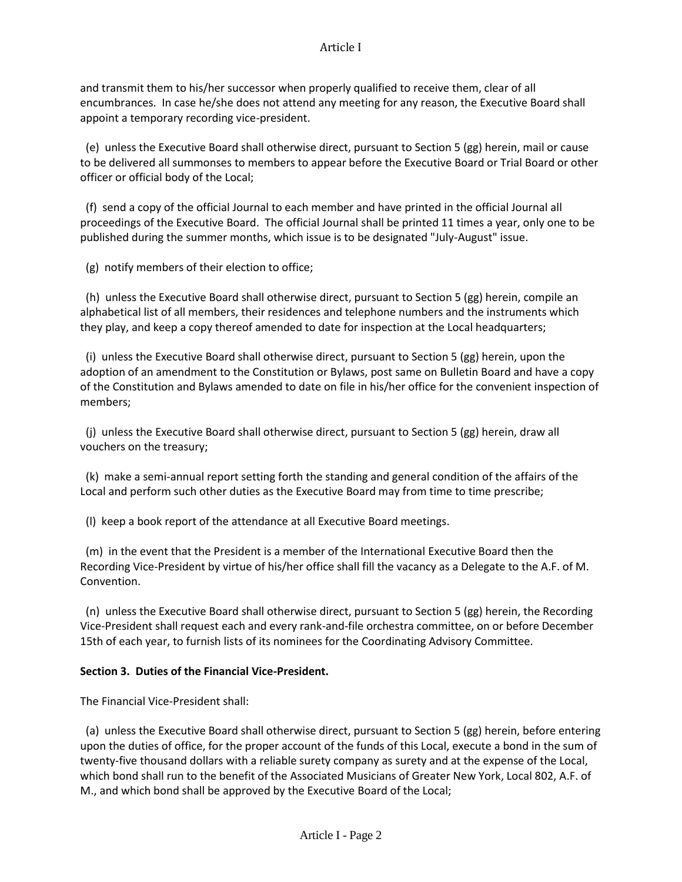and transmit them to his/her successor when properly qualified to receive them, clear of all encumbrances. In case he/she does not attend any meeting for any reason, the Executive Board shall appoint a temporary recording vice-president.

(e) unless the Executive Board shall otherwise direct, pursuant to Section 5 (gg) herein, mail or cause to be delivered all summonses to members to appear before the Executive Board or Trial Board or other officer or official body of the Local;

(f) send a copy of the official Journal to each member and have printed in the official Journal all proceedings of the Executive Board. The official Journal shall be printed 11 times a year, only one to be published during the summer months, which issue is to be designated "July-August" issue.

(g) notify members of their election to office;

(h) unless the Executive Board shall otherwise direct, pursuant to Section 5 (gg) herein, compile an alphabetical list of all members, their residences and telephone numbers and the instruments which they play, and keep a copy thereof amended to date for inspection at the Local headquarters;

(i) unless the Executive Board shall otherwise direct, pursuant to Section 5 (gg) herein, upon the adoption of an amendment to the Constitution or Bylaws, post same on Bulletin Board and have a copy of the Constitution and Bylaws amended to date on file in his/her office for the convenient inspection of members;

(j) unless the Executive Board shall otherwise direct, pursuant to Section 5 (gg) herein, draw all vouchers on the treasury;

(k) make a semi-annual report setting forth the standing and general condition of the affairs of the Local and perform such other duties as the Executive Board may from time to time prescribe;

(l) keep a book report of the attendance at all Executive Board meetings.

(m) in the event that the President is a member of the International Executive Board then the Recording Vice-President by virtue of his/her office shall fill the vacancy as a Delegate to the A.F. of M. Convention.

(n) unless the Executive Board shall otherwise direct, pursuant to Section 5 (gg) herein, the Recording Vice-President shall request each and every rank-and-file orchestra committee, on or before December 15th of each year, to furnish lists of its nominees for the Coordinating Advisory Committee.

**Section 3. Duties of the Financial Vice-President.**

The Financial Vice-President shall:

(a) unless the Executive Board shall otherwise direct, pursuant to Section 5 (gg) herein, before entering upon the duties of office, for the proper account of the funds of this Local, execute a bond in the sum of twenty-five thousand dollars with a reliable surety company as surety and at the expense of the Local, which bond shall run to the benefit of the Associated Musicians of Greater New York, Local 802, A.F. of M., and which bond shall be approved by the Executive Board of the Local;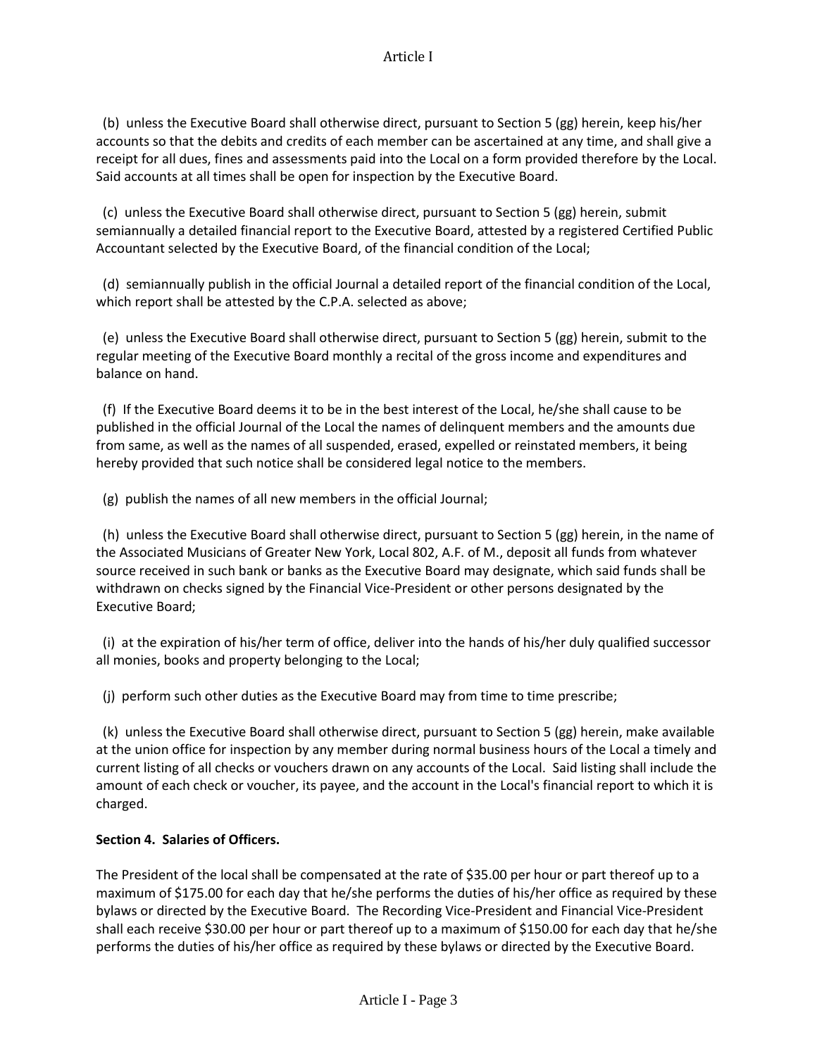(b) unless the Executive Board shall otherwise direct, pursuant to Section 5 (gg) herein, keep his/her accounts so that the debits and credits of each member can be ascertained at any time, and shall give a receipt for all dues, fines and assessments paid into the Local on a form provided therefore by the Local. Said accounts at all times shall be open for inspection by the Executive Board.

(c) unless the Executive Board shall otherwise direct, pursuant to Section 5 (gg) herein, submit semiannually a detailed financial report to the Executive Board, attested by a registered Certified Public Accountant selected by the Executive Board, of the financial condition of the Local;

(d) semiannually publish in the official Journal a detailed report of the financial condition of the Local, which report shall be attested by the C.P.A. selected as above;

(e) unless the Executive Board shall otherwise direct, pursuant to Section 5 (gg) herein, submit to the regular meeting of the Executive Board monthly a recital of the gross income and expenditures and balance on hand.

(f) If the Executive Board deems it to be in the best interest of the Local, he/she shall cause to be published in the official Journal of the Local the names of delinquent members and the amounts due from same, as well as the names of all suspended, erased, expelled or reinstated members, it being hereby provided that such notice shall be considered legal notice to the members.

(g) publish the names of all new members in the official Journal;

(h) unless the Executive Board shall otherwise direct, pursuant to Section 5 (gg) herein, in the name of the Associated Musicians of Greater New York, Local 802, A.F. of M., deposit all funds from whatever source received in such bank or banks as the Executive Board may designate, which said funds shall be withdrawn on checks signed by the Financial Vice-President or other persons designated by the Executive Board;

(i) at the expiration of his/her term of office, deliver into the hands of his/her duly qualified successor all monies, books and property belonging to the Local;

(j) perform such other duties as the Executive Board may from time to time prescribe;

(k) unless the Executive Board shall otherwise direct, pursuant to Section 5 (gg) herein, make available at the union office for inspection by any member during normal business hours of the Local a timely and current listing of all checks or vouchers drawn on any accounts of the Local. Said listing shall include the amount of each check or voucher, its payee, and the account in the Local's financial report to which it is charged.

**Section 4. Salaries of Officers.**

The President of the local shall be compensated at the rate of $35.00 per hour or part thereof up to a maximum of $175.00 for each day that he/she performs the duties of his/her office as required by these bylaws or directed by the Executive Board. The Recording Vice-President and Financial Vice-President shall each receive $30.00 per hour or part thereof up to a maximum of $150.00 for each day that he/she performs the duties of his/her office as required by these bylaws or directed by the Executive Board.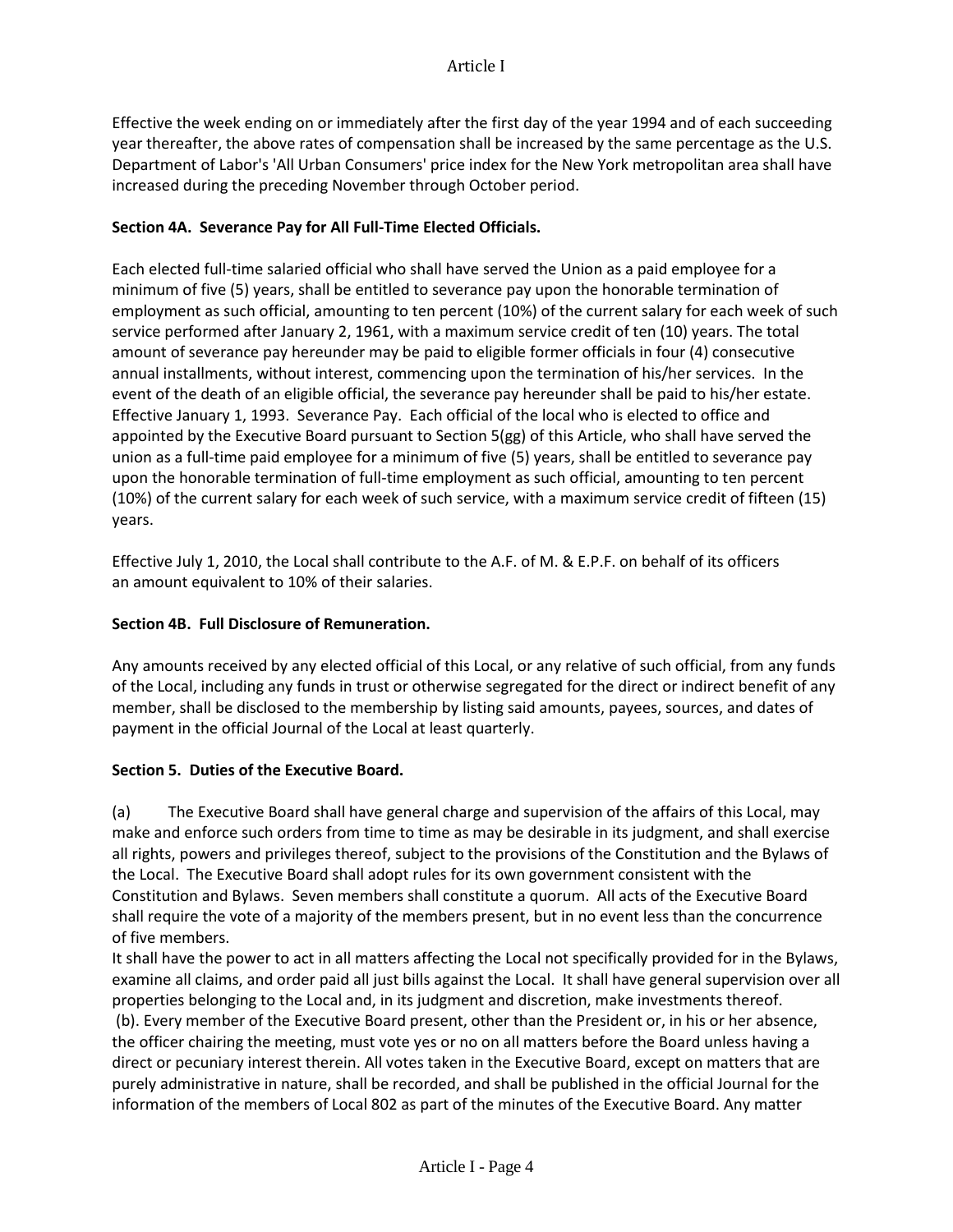Effective the week ending on or immediately after the first day of the year 1994 and of each succeeding year thereafter, the above rates of compensation shall be increased by the same percentage as the U.S. Department of Labor's 'All Urban Consumers' price index for the New York metropolitan area shall have increased during the preceding November through October period.

**Section 4A. Severance Pay for All Full-Time Elected Officials.**

Each elected full-time salaried official who shall have served the Union as a paid employee for a minimum of five (5) years, shall be entitled to severance pay upon the honorable termination of employment as such official, amounting to ten percent (10%) of the current salary for each week of such service performed after January 2, 1961, with a maximum service credit of ten (10) years. The total amount of severance pay hereunder may be paid to eligible former officials in four (4) consecutive annual installments, without interest, commencing upon the termination of his/her services. In the event of the death of an eligible official, the severance pay hereunder shall be paid to his/her estate. Effective January 1, 1993. Severance Pay. Each official of the local who is elected to office and appointed by the Executive Board pursuant to Section 5(gg) of this Article, who shall have served the union as a full-time paid employee for a minimum of five (5) years, shall be entitled to severance pay upon the honorable termination of full-time employment as such official, amounting to ten percent (10%) of the current salary for each week of such service, with a maximum service credit of fifteen (15) years.

Effective July 1, 2010, the Local shall contribute to the A.F. of M. & E.P.F. on behalf of its officers an amount equivalent to 10% of their salaries.

**Section 4B. Full Disclosure of Remuneration.**

Any amounts received by any elected official of this Local, or any relative of such official, from any funds of the Local, including any funds in trust or otherwise segregated for the direct or indirect benefit of any member, shall be disclosed to the membership by listing said amounts, payees, sources, and dates of payment in the official Journal of the Local at least quarterly.

**Section 5. Duties of the Executive Board.**

(a) The Executive Board shall have general charge and supervision of the affairs of this Local, may make and enforce such orders from time to time as may be desirable in its judgment, and shall exercise all rights, powers and privileges thereof, subject to the provisions of the Constitution and the Bylaws of the Local. The Executive Board shall adopt rules for its own government consistent with the Constitution and Bylaws. Seven members shall constitute a quorum. All acts of the Executive Board shall require the vote of a majority of the members present, but in no event less than the concurrence of five members.
It shall have the power to act in all matters affecting the Local not specifically provided for in the Bylaws, examine all claims, and order paid all just bills against the Local. It shall have general supervision over all properties belonging to the Local and, in its judgment and discretion, make investments thereof.
(b). Every member of the Executive Board present, other than the President or, in his or her absence, the officer chairing the meeting, must vote yes or no on all matters before the Board unless having a direct or pecuniary interest therein. All votes taken in the Executive Board, except on matters that are purely administrative in nature, shall be recorded, and shall be published in the official Journal for the information of the members of Local 802 as part of the minutes of the Executive Board. Any matter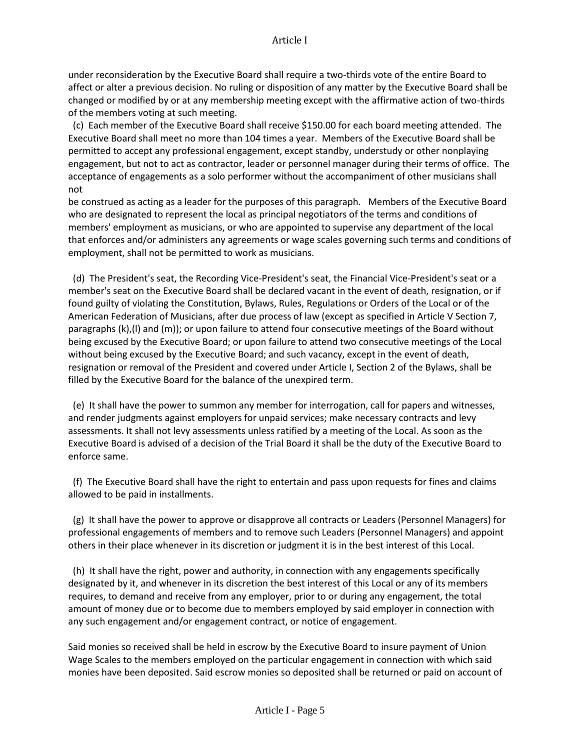under reconsideration by the Executive Board shall require a two-thirds vote of the entire Board to affect or alter a previous decision. No ruling or disposition of any matter by the Executive Board shall be changed or modified by or at any membership meeting except with the affirmative action of two-thirds of the members voting at such meeting.

(c) Each member of the Executive Board shall receive $150.00 for each board meeting attended. The Executive Board shall meet no more than 104 times a year. Members of the Executive Board shall be permitted to accept any professional engagement, except standby, understudy or other nonplaying engagement, but not to act as contractor, leader or personnel manager during their terms of office. The acceptance of engagements as a solo performer without the accompaniment of other musicians shall not be construed as acting as a leader for the purposes of this paragraph. Members of the Executive Board who are designated to represent the local as principal negotiators of the terms and conditions of members' employment as musicians, or who are appointed to supervise any department of the local that enforces and/or administers any agreements or wage scales governing such terms and conditions of employment, shall not be permitted to work as musicians.

(d) The President's seat, the Recording Vice-President's seat, the Financial Vice-President's seat or a member's seat on the Executive Board shall be declared vacant in the event of death, resignation, or if found guilty of violating the Constitution, Bylaws, Rules, Regulations or Orders of the Local or of the American Federation of Musicians, after due process of law (except as specified in Article V Section 7, paragraphs (k),(l) and (m)); or upon failure to attend four consecutive meetings of the Board without being excused by the Executive Board; or upon failure to attend two consecutive meetings of the Local without being excused by the Executive Board; and such vacancy, except in the event of death, resignation or removal of the President and covered under Article I, Section 2 of the Bylaws, shall be filled by the Executive Board for the balance of the unexpired term.

(e) It shall have the power to summon any member for interrogation, call for papers and witnesses, and render judgments against employers for unpaid services; make necessary contracts and levy assessments. It shall not levy assessments unless ratified by a meeting of the Local. As soon as the Executive Board is advised of a decision of the Trial Board it shall be the duty of the Executive Board to enforce same.

(f) The Executive Board shall have the right to entertain and pass upon requests for fines and claims allowed to be paid in installments.

(g) It shall have the power to approve or disapprove all contracts or Leaders (Personnel Managers) for professional engagements of members and to remove such Leaders (Personnel Managers) and appoint others in their place whenever in its discretion or judgment it is in the best interest of this Local.

(h) It shall have the right, power and authority, in connection with any engagements specifically designated by it, and whenever in its discretion the best interest of this Local or any of its members requires, to demand and receive from any employer, prior to or during any engagement, the total amount of money due or to become due to members employed by said employer in connection with any such engagement and/or engagement contract, or notice of engagement.

Said monies so received shall be held in escrow by the Executive Board to insure payment of Union Wage Scales to the members employed on the particular engagement in connection with which said monies have been deposited. Said escrow monies so deposited shall be returned or paid on account of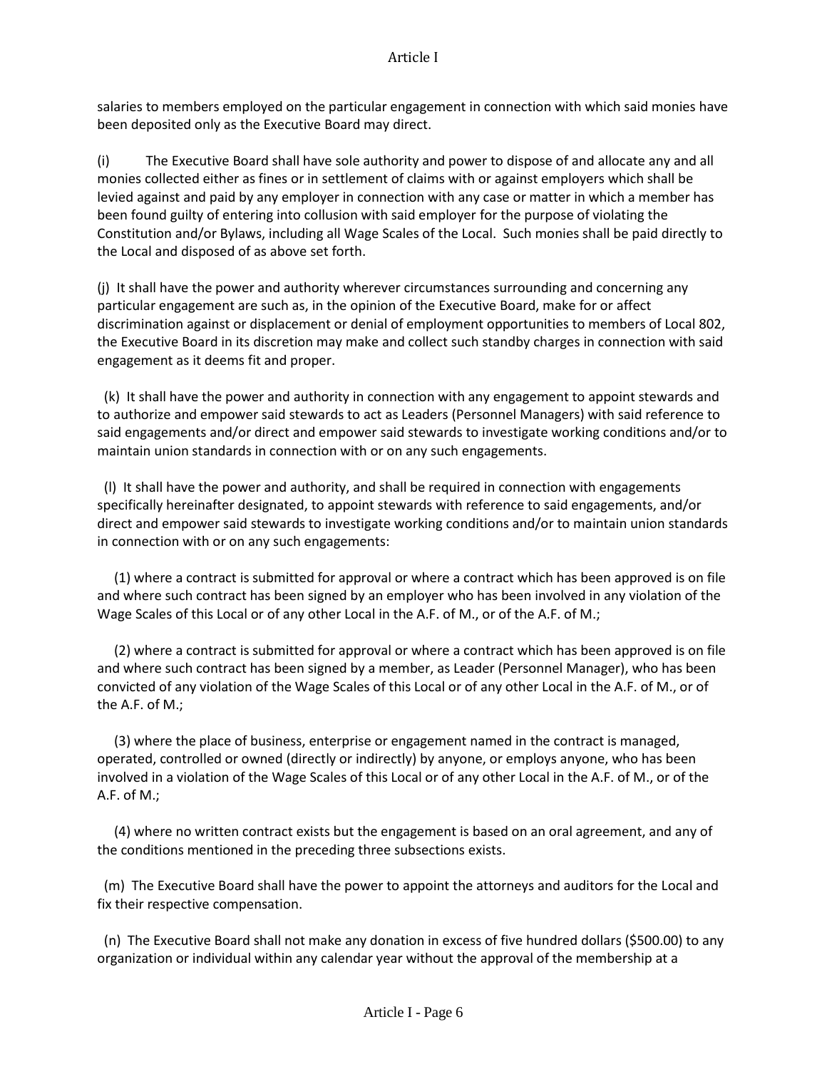salaries to members employed on the particular engagement in connection with which said monies have been deposited only as the Executive Board may direct.

(i) The Executive Board shall have sole authority and power to dispose of and allocate any and all monies collected either as fines or in settlement of claims with or against employers which shall be levied against and paid by any employer in connection with any case or matter in which a member has been found guilty of entering into collusion with said employer for the purpose of violating the Constitution and/or Bylaws, including all Wage Scales of the Local. Such monies shall be paid directly to the Local and disposed of as above set forth.

(j) It shall have the power and authority wherever circumstances surrounding and concerning any particular engagement are such as, in the opinion of the Executive Board, make for or affect discrimination against or displacement or denial of employment opportunities to members of Local 802, the Executive Board in its discretion may make and collect such standby charges in connection with said engagement as it deems fit and proper.

(k) It shall have the power and authority in connection with any engagement to appoint stewards and to authorize and empower said stewards to act as Leaders (Personnel Managers) with said reference to said engagements and/or direct and empower said stewards to investigate working conditions and/or to maintain union standards in connection with or on any such engagements.

(l) It shall have the power and authority, and shall be required in connection with engagements specifically hereinafter designated, to appoint stewards with reference to said engagements, and/or direct and empower said stewards to investigate working conditions and/or to maintain union standards in connection with or on any such engagements:

(1) where a contract is submitted for approval or where a contract which has been approved is on file and where such contract has been signed by an employer who has been involved in any violation of the Wage Scales of this Local or of any other Local in the A.F. of M., or of the A.F. of M.;

(2) where a contract is submitted for approval or where a contract which has been approved is on file and where such contract has been signed by a member, as Leader (Personnel Manager), who has been convicted of any violation of the Wage Scales of this Local or of any other Local in the A.F. of M., or of the A.F. of M.;

(3) where the place of business, enterprise or engagement named in the contract is managed, operated, controlled or owned (directly or indirectly) by anyone, or employs anyone, who has been involved in a violation of the Wage Scales of this Local or of any other Local in the A.F. of M., or of the A.F. of M.;

(4) where no written contract exists but the engagement is based on an oral agreement, and any of the conditions mentioned in the preceding three subsections exists.

(m) The Executive Board shall have the power to appoint the attorneys and auditors for the Local and fix their respective compensation.

(n) The Executive Board shall not make any donation in excess of five hundred dollars ($500.00) to any organization or individual within any calendar year without the approval of the membership at a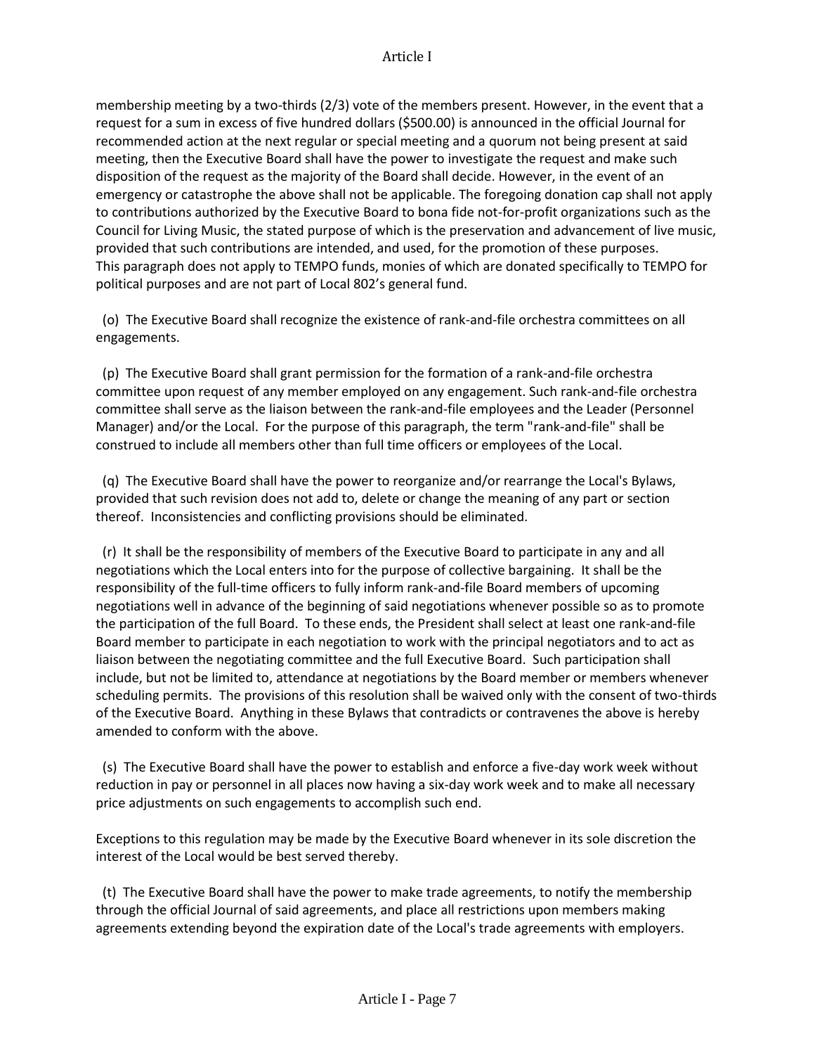membership meeting by a two-thirds (2/3) vote of the members present. However, in the event that a request for a sum in excess of five hundred dollars ($500.00) is announced in the official Journal for recommended action at the next regular or special meeting and a quorum not being present at said meeting, then the Executive Board shall have the power to investigate the request and make such disposition of the request as the majority of the Board shall decide. However, in the event of an emergency or catastrophe the above shall not be applicable. The foregoing donation cap shall not apply to contributions authorized by the Executive Board to bona fide not-for-profit organizations such as the Council for Living Music, the stated purpose of which is the preservation and advancement of live music, provided that such contributions are intended, and used, for the promotion of these purposes. This paragraph does not apply to TEMPO funds, monies of which are donated specifically to TEMPO for political purposes and are not part of Local 802's general fund.

(o) The Executive Board shall recognize the existence of rank-and-file orchestra committees on all engagements.

(p) The Executive Board shall grant permission for the formation of a rank-and-file orchestra committee upon request of any member employed on any engagement. Such rank-and-file orchestra committee shall serve as the liaison between the rank-and-file employees and the Leader (Personnel Manager) and/or the Local. For the purpose of this paragraph, the term "rank-and-file" shall be construed to include all members other than full time officers or employees of the Local.

(q) The Executive Board shall have the power to reorganize and/or rearrange the Local's Bylaws, provided that such revision does not add to, delete or change the meaning of any part or section thereof. Inconsistencies and conflicting provisions should be eliminated.

(r) It shall be the responsibility of members of the Executive Board to participate in any and all negotiations which the Local enters into for the purpose of collective bargaining. It shall be the responsibility of the full-time officers to fully inform rank-and-file Board members of upcoming negotiations well in advance of the beginning of said negotiations whenever possible so as to promote the participation of the full Board. To these ends, the President shall select at least one rank-and-file Board member to participate in each negotiation to work with the principal negotiators and to act as liaison between the negotiating committee and the full Executive Board. Such participation shall include, but not be limited to, attendance at negotiations by the Board member or members whenever scheduling permits. The provisions of this resolution shall be waived only with the consent of two-thirds of the Executive Board. Anything in these Bylaws that contradicts or contravenes the above is hereby amended to conform with the above.

(s) The Executive Board shall have the power to establish and enforce a five-day work week without reduction in pay or personnel in all places now having a six-day work week and to make all necessary price adjustments on such engagements to accomplish such end.

Exceptions to this regulation may be made by the Executive Board whenever in its sole discretion the interest of the Local would be best served thereby.

(t) The Executive Board shall have the power to make trade agreements, to notify the membership through the official Journal of said agreements, and place all restrictions upon members making agreements extending beyond the expiration date of the Local's trade agreements with employers.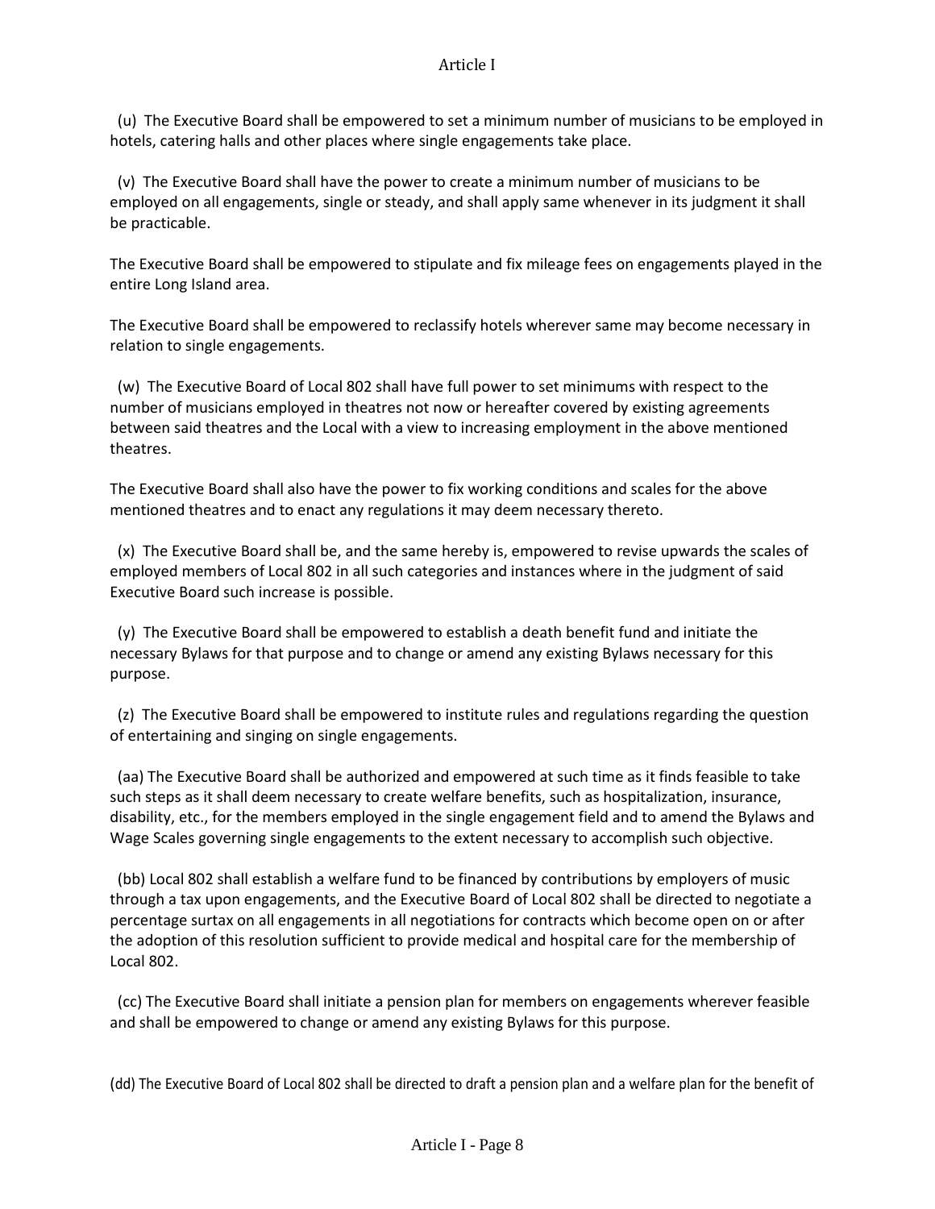(u) The Executive Board shall be empowered to set a minimum number of musicians to be employed in hotels, catering halls and other places where single engagements take place.

(v) The Executive Board shall have the power to create a minimum number of musicians to be employed on all engagements, single or steady, and shall apply same whenever in its judgment it shall be practicable.

The Executive Board shall be empowered to stipulate and fix mileage fees on engagements played in the entire Long Island area.

The Executive Board shall be empowered to reclassify hotels wherever same may become necessary in relation to single engagements.

(w) The Executive Board of Local 802 shall have full power to set minimums with respect to the number of musicians employed in theatres not now or hereafter covered by existing agreements between said theatres and the Local with a view to increasing employment in the above mentioned theatres.

The Executive Board shall also have the power to fix working conditions and scales for the above mentioned theatres and to enact any regulations it may deem necessary thereto.

(x) The Executive Board shall be, and the same hereby is, empowered to revise upwards the scales of employed members of Local 802 in all such categories and instances where in the judgment of said Executive Board such increase is possible.

(y) The Executive Board shall be empowered to establish a death benefit fund and initiate the necessary Bylaws for that purpose and to change or amend any existing Bylaws necessary for this purpose.

(z) The Executive Board shall be empowered to institute rules and regulations regarding the question of entertaining and singing on single engagements.

(aa) The Executive Board shall be authorized and empowered at such time as it finds feasible to take such steps as it shall deem necessary to create welfare benefits, such as hospitalization, insurance, disability, etc., for the members employed in the single engagement field and to amend the Bylaws and Wage Scales governing single engagements to the extent necessary to accomplish such objective.

(bb) Local 802 shall establish a welfare fund to be financed by contributions by employers of music through a tax upon engagements, and the Executive Board of Local 802 shall be directed to negotiate a percentage surtax on all engagements in all negotiations for contracts which become open on or after the adoption of this resolution sufficient to provide medical and hospital care for the membership of Local 802.

(cc) The Executive Board shall initiate a pension plan for members on engagements wherever feasible and shall be empowered to change or amend any existing Bylaws for this purpose.

(dd) The Executive Board of Local 802 shall be directed to draft a pension plan and a welfare plan for the benefit of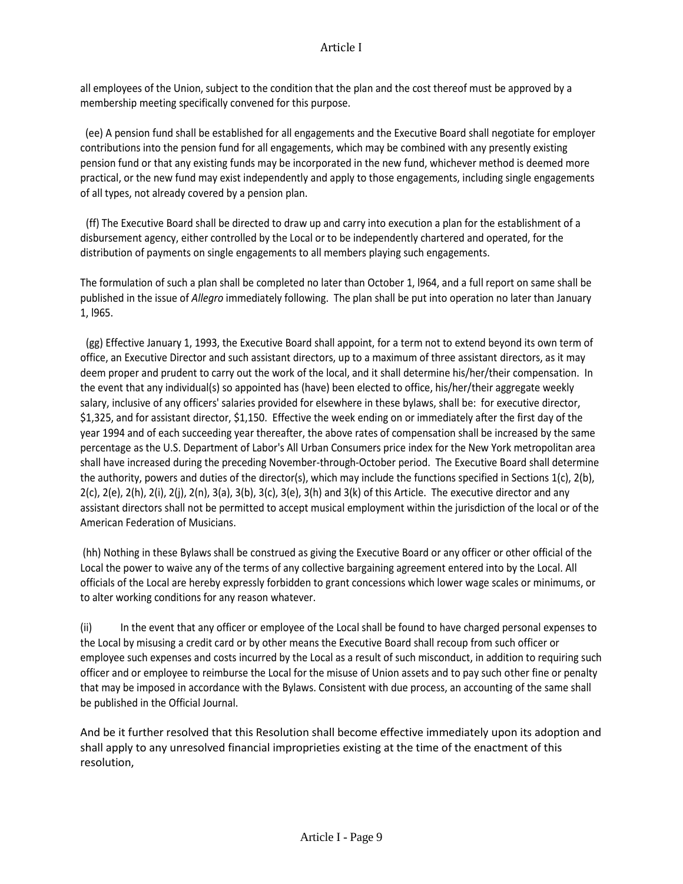all employees of the Union, subject to the condition that the plan and the cost thereof must be approved by a membership meeting specifically convened for this purpose.

(ee) A pension fund shall be established for all engagements and the Executive Board shall negotiate for employer contributions into the pension fund for all engagements, which may be combined with any presently existing pension fund or that any existing funds may be incorporated in the new fund, whichever method is deemed more practical, or the new fund may exist independently and apply to those engagements, including single engagements of all types, not already covered by a pension plan.

(ff) The Executive Board shall be directed to draw up and carry into execution a plan for the establishment of a disbursement agency, either controlled by the Local or to be independently chartered and operated, for the distribution of payments on single engagements to all members playing such engagements.

The formulation of such a plan shall be completed no later than October 1, l964, and a full report on same shall be published in the issue of *Allegro* immediately following. The plan shall be put into operation no later than January 1, l965.

(gg) Effective January 1, 1993, the Executive Board shall appoint, for a term not to extend beyond its own term of office, an Executive Director and such assistant directors, up to a maximum of three assistant directors, as it may deem proper and prudent to carry out the work of the local, and it shall determine his/her/their compensation. In the event that any individual(s) so appointed has (have) been elected to office, his/her/their aggregate weekly salary, inclusive of any officers' salaries provided for elsewhere in these bylaws, shall be: for executive director, $1,325, and for assistant director, $1,150. Effective the week ending on or immediately after the first day of the year 1994 and of each succeeding year thereafter, the above rates of compensation shall be increased by the same percentage as the U.S. Department of Labor's All Urban Consumers price index for the New York metropolitan area shall have increased during the preceding November-through-October period. The Executive Board shall determine the authority, powers and duties of the director(s), which may include the functions specified in Sections 1(c), 2(b), 2(c), 2(e), 2(h), 2(i), 2(j), 2(n), 3(a), 3(b), 3(c), 3(e), 3(h) and 3(k) of this Article. The executive director and any assistant directors shall not be permitted to accept musical employment within the jurisdiction of the local or of the American Federation of Musicians.

(hh) Nothing in these Bylaws shall be construed as giving the Executive Board or any officer or other official of the Local the power to waive any of the terms of any collective bargaining agreement entered into by the Local. All officials of the Local are hereby expressly forbidden to grant concessions which lower wage scales or minimums, or to alter working conditions for any reason whatever.

(ii) In the event that any officer or employee of the Local shall be found to have charged personal expenses to the Local by misusing a credit card or by other means the Executive Board shall recoup from such officer or employee such expenses and costs incurred by the Local as a result of such misconduct, in addition to requiring such officer and or employee to reimburse the Local for the misuse of Union assets and to pay such other fine or penalty that may be imposed in accordance with the Bylaws. Consistent with due process, an accounting of the same shall be published in the Official Journal.

And be it further resolved that this Resolution shall become effective immediately upon its adoption and shall apply to any unresolved financial improprieties existing at the time of the enactment of this resolution,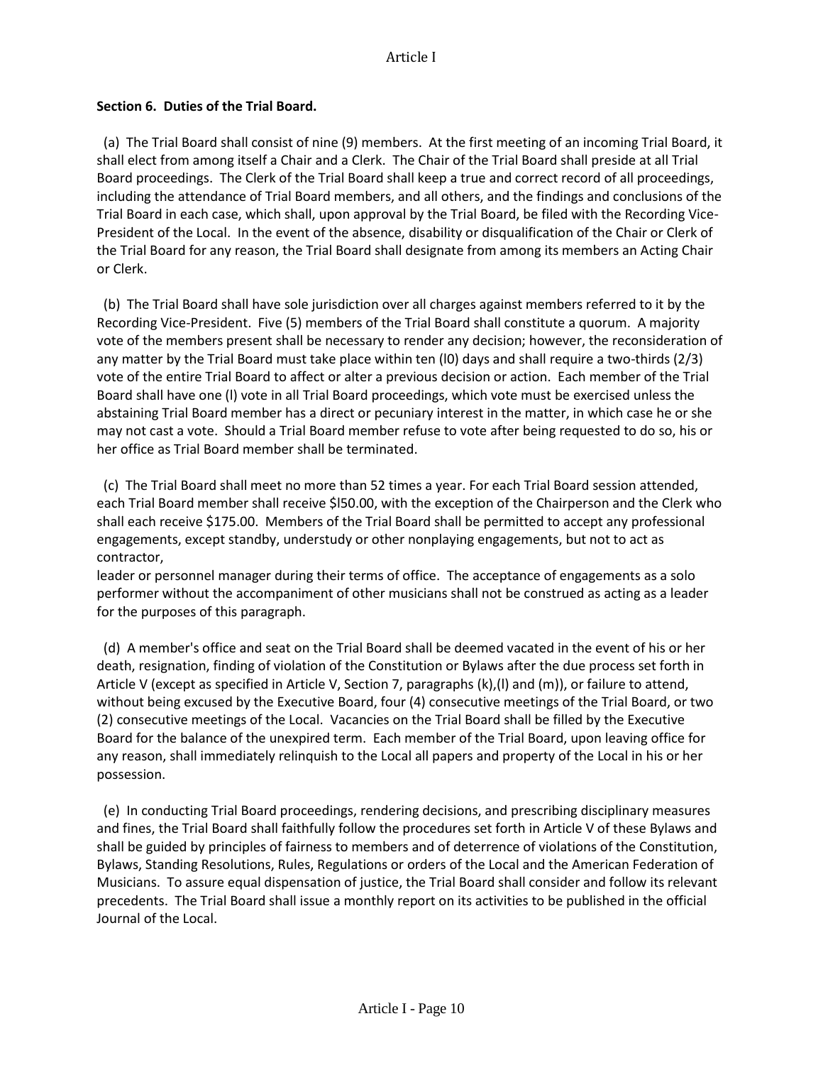**Section 6. Duties of the Trial Board.**

(a) The Trial Board shall consist of nine (9) members. At the first meeting of an incoming Trial Board, it shall elect from among itself a Chair and a Clerk. The Chair of the Trial Board shall preside at all Trial Board proceedings. The Clerk of the Trial Board shall keep a true and correct record of all proceedings, including the attendance of Trial Board members, and all others, and the findings and conclusions of the Trial Board in each case, which shall, upon approval by the Trial Board, be filed with the Recording Vice-President of the Local. In the event of the absence, disability or disqualification of the Chair or Clerk of the Trial Board for any reason, the Trial Board shall designate from among its members an Acting Chair or Clerk.

(b) The Trial Board shall have sole jurisdiction over all charges against members referred to it by the Recording Vice-President. Five (5) members of the Trial Board shall constitute a quorum. A majority vote of the members present shall be necessary to render any decision; however, the reconsideration of any matter by the Trial Board must take place within ten (l0) days and shall require a two-thirds (2/3) vote of the entire Trial Board to affect or alter a previous decision or action. Each member of the Trial Board shall have one (l) vote in all Trial Board proceedings, which vote must be exercised unless the abstaining Trial Board member has a direct or pecuniary interest in the matter, in which case he or she may not cast a vote. Should a Trial Board member refuse to vote after being requested to do so, his or her office as Trial Board member shall be terminated.

(c) The Trial Board shall meet no more than 52 times a year. For each Trial Board session attended, each Trial Board member shall receive $l50.00, with the exception of the Chairperson and the Clerk who shall each receive $175.00. Members of the Trial Board shall be permitted to accept any professional engagements, except standby, understudy or other nonplaying engagements, but not to act as contractor, leader or personnel manager during their terms of office. The acceptance of engagements as a solo performer without the accompaniment of other musicians shall not be construed as acting as a leader for the purposes of this paragraph.

(d) A member's office and seat on the Trial Board shall be deemed vacated in the event of his or her death, resignation, finding of violation of the Constitution or Bylaws after the due process set forth in Article V (except as specified in Article V, Section 7, paragraphs (k),(l) and (m)), or failure to attend, without being excused by the Executive Board, four (4) consecutive meetings of the Trial Board, or two (2) consecutive meetings of the Local. Vacancies on the Trial Board shall be filled by the Executive Board for the balance of the unexpired term. Each member of the Trial Board, upon leaving office for any reason, shall immediately relinquish to the Local all papers and property of the Local in his or her possession.

(e) In conducting Trial Board proceedings, rendering decisions, and prescribing disciplinary measures and fines, the Trial Board shall faithfully follow the procedures set forth in Article V of these Bylaws and shall be guided by principles of fairness to members and of deterrence of violations of the Constitution, Bylaws, Standing Resolutions, Rules, Regulations or orders of the Local and the American Federation of Musicians. To assure equal dispensation of justice, the Trial Board shall consider and follow its relevant precedents. The Trial Board shall issue a monthly report on its activities to be published in the official Journal of the Local.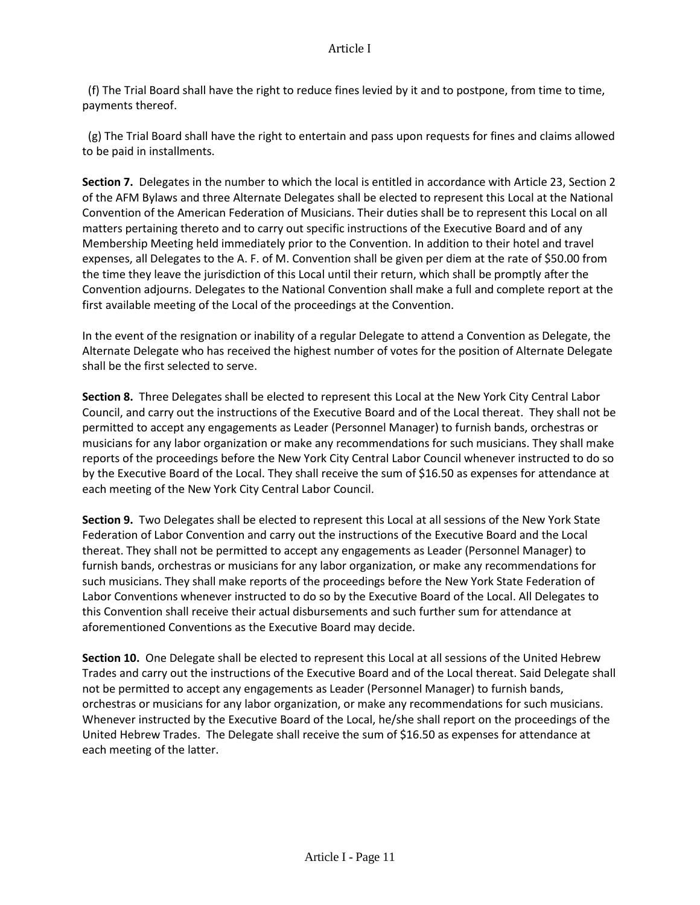(f) The Trial Board shall have the right to reduce fines levied by it and to postpone, from time to time, payments thereof.

(g) The Trial Board shall have the right to entertain and pass upon requests for fines and claims allowed to be paid in installments.

**Section 7.** Delegates in the number to which the local is entitled in accordance with Article 23, Section 2 of the AFM Bylaws and three Alternate Delegates shall be elected to represent this Local at the National Convention of the American Federation of Musicians. Their duties shall be to represent this Local on all matters pertaining thereto and to carry out specific instructions of the Executive Board and of any Membership Meeting held immediately prior to the Convention. In addition to their hotel and travel expenses, all Delegates to the A. F. of M. Convention shall be given per diem at the rate of $50.00 from the time they leave the jurisdiction of this Local until their return, which shall be promptly after the Convention adjourns. Delegates to the National Convention shall make a full and complete report at the first available meeting of the Local of the proceedings at the Convention.

In the event of the resignation or inability of a regular Delegate to attend a Convention as Delegate, the Alternate Delegate who has received the highest number of votes for the position of Alternate Delegate shall be the first selected to serve.

**Section 8.** Three Delegates shall be elected to represent this Local at the New York City Central Labor Council, and carry out the instructions of the Executive Board and of the Local thereat. They shall not be permitted to accept any engagements as Leader (Personnel Manager) to furnish bands, orchestras or musicians for any labor organization or make any recommendations for such musicians. They shall make reports of the proceedings before the New York City Central Labor Council whenever instructed to do so by the Executive Board of the Local. They shall receive the sum of $16.50 as expenses for attendance at each meeting of the New York City Central Labor Council.

**Section 9.** Two Delegates shall be elected to represent this Local at all sessions of the New York State Federation of Labor Convention and carry out the instructions of the Executive Board and the Local thereat. They shall not be permitted to accept any engagements as Leader (Personnel Manager) to furnish bands, orchestras or musicians for any labor organization, or make any recommendations for such musicians. They shall make reports of the proceedings before the New York State Federation of Labor Conventions whenever instructed to do so by the Executive Board of the Local. All Delegates to this Convention shall receive their actual disbursements and such further sum for attendance at aforementioned Conventions as the Executive Board may decide.

**Section 10.** One Delegate shall be elected to represent this Local at all sessions of the United Hebrew Trades and carry out the instructions of the Executive Board and of the Local thereat. Said Delegate shall not be permitted to accept any engagements as Leader (Personnel Manager) to furnish bands, orchestras or musicians for any labor organization, or make any recommendations for such musicians. Whenever instructed by the Executive Board of the Local, he/she shall report on the proceedings of the United Hebrew Trades. The Delegate shall receive the sum of $16.50 as expenses for attendance at each meeting of the latter.